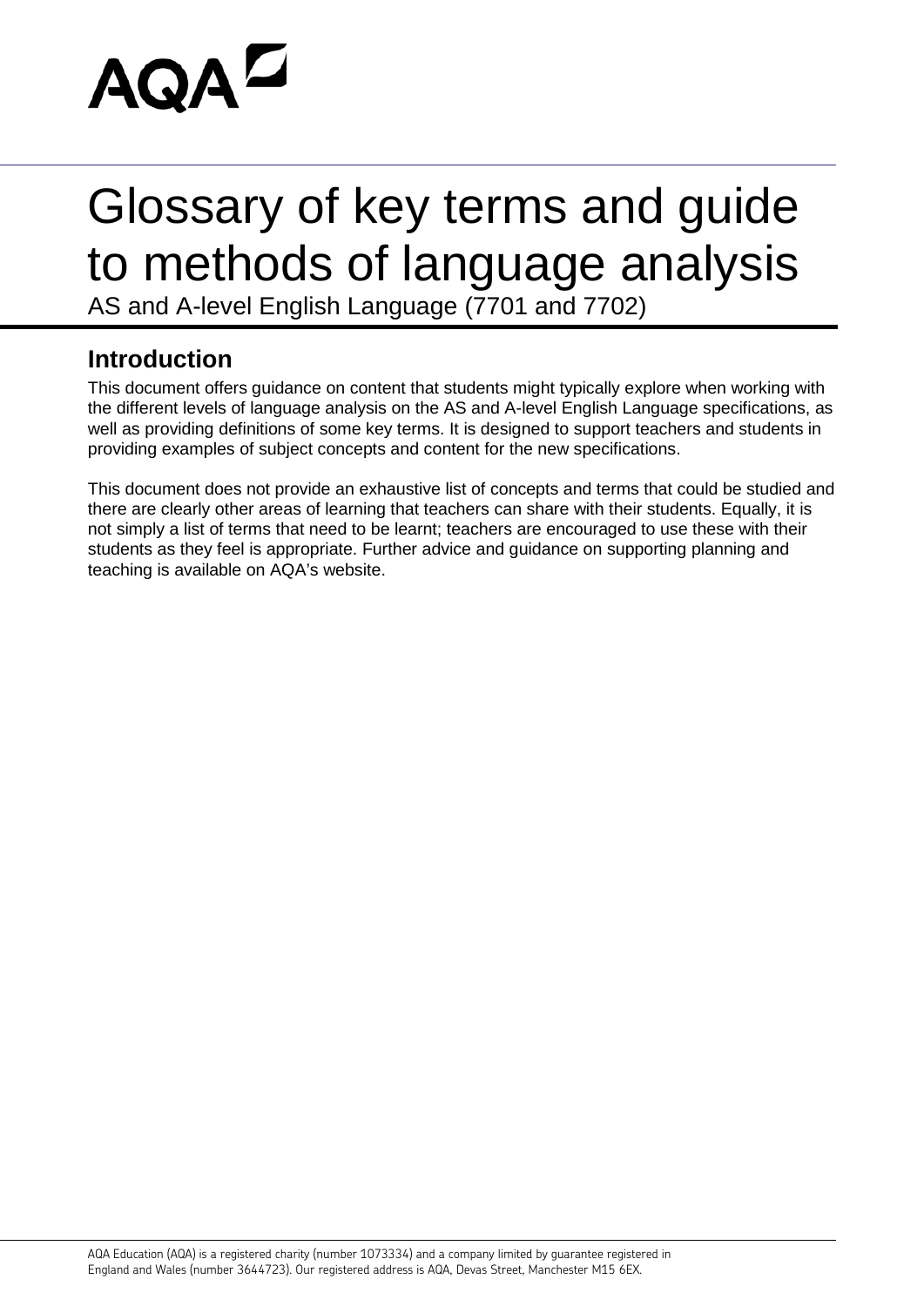AQA

# Glossary of key terms and guide to methods of language analysis

AS and A-level English Language (7701 and 7702)

## Introduction

This document offers guidance on content that students might typically explore when working with the different levels of language analysis on the AS and A-level English Language specifications, as well as providing definitions of some key terms. It is designed to support teachers and students in providing examples of subject concepts and content for the new specifications.

This document does not provide an exhaustive list of concepts and terms that could be studied and there are clearly other areas of learning that teachers can share with their students. Equally, it is not simply a list of terms that need to be learnt; teachers are encouraged to use these with their students as they feel is appropriate. Further advice and guidance on supporting planning and teaching is available on AQA's website.

AQA Education (AQA) is a registered charity (number 1073334) and a company limited by guarantee registered in England and Wales (number 3644723). Our registered address is AQA, Devas Street, Manchester M15 6EX.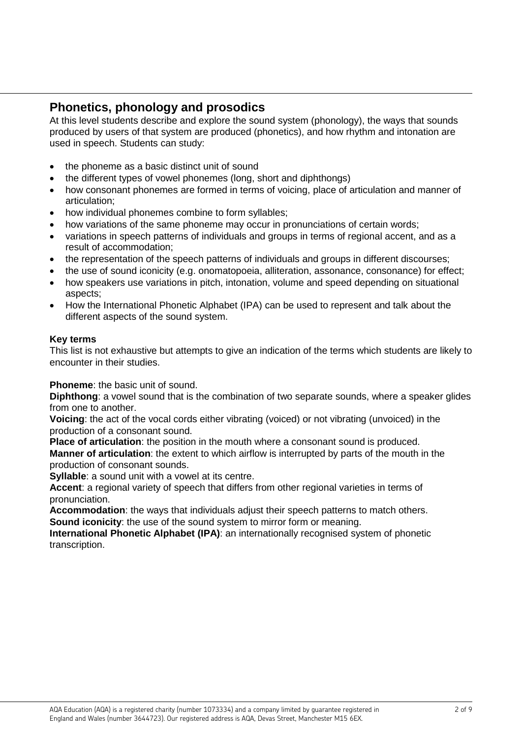## Phonetics, phonology and prosodics

At this level students describe and explore the sound system (phonology), the ways that sounds produced by users of that system are produced (phonetics), and how rhythm and intonation are used in speech. Students can study:

- the phoneme as a basic distinct unit of sound
- the different types of vowel phonemes (long, short and diphthongs)
- how consonant phonemes are formed in terms of voicing, place of articulation and manner of articulation;
- how individual phonemes combine to form syllables;
- how variations of the same phoneme may occur in pronunciations of certain words;
- variations in speech patterns of individuals and groups in terms of regional accent, and as a result of accommodation;
- the representation of the speech patterns of individuals and groups in different discourses;
- the use of sound iconicity (e.g. onomatopoeia, alliteration, assonance, consonance) for effect;
- how speakers use variations in pitch, intonation, volume and speed depending on situational aspects;
- How the International Phonetic Alphabet (IPA) can be used to represent and talk about the different aspects of the sound system.

**Key terms**

This list is not exhaustive but attempts to give an indication of the terms which students are likely to encounter in their studies.

**Phoneme**: the basic unit of sound.
**Diphthong**: a vowel sound that is the combination of two separate sounds, where a speaker glides from one to another.
**Voicing**: the act of the vocal cords either vibrating (voiced) or not vibrating (unvoiced) in the production of a consonant sound.
**Place of articulation**: the position in the mouth where a consonant sound is produced.
**Manner of articulation**: the extent to which airflow is interrupted by parts of the mouth in the production of consonant sounds.
**Syllable**: a sound unit with a vowel at its centre.
**Accent**: a regional variety of speech that differs from other regional varieties in terms of pronunciation.
**Accommodation**: the ways that individuals adjust their speech patterns to match others.
**Sound iconicity**: the use of the sound system to mirror form or meaning.
**International Phonetic Alphabet (IPA)**: an internationally recognised system of phonetic transcription.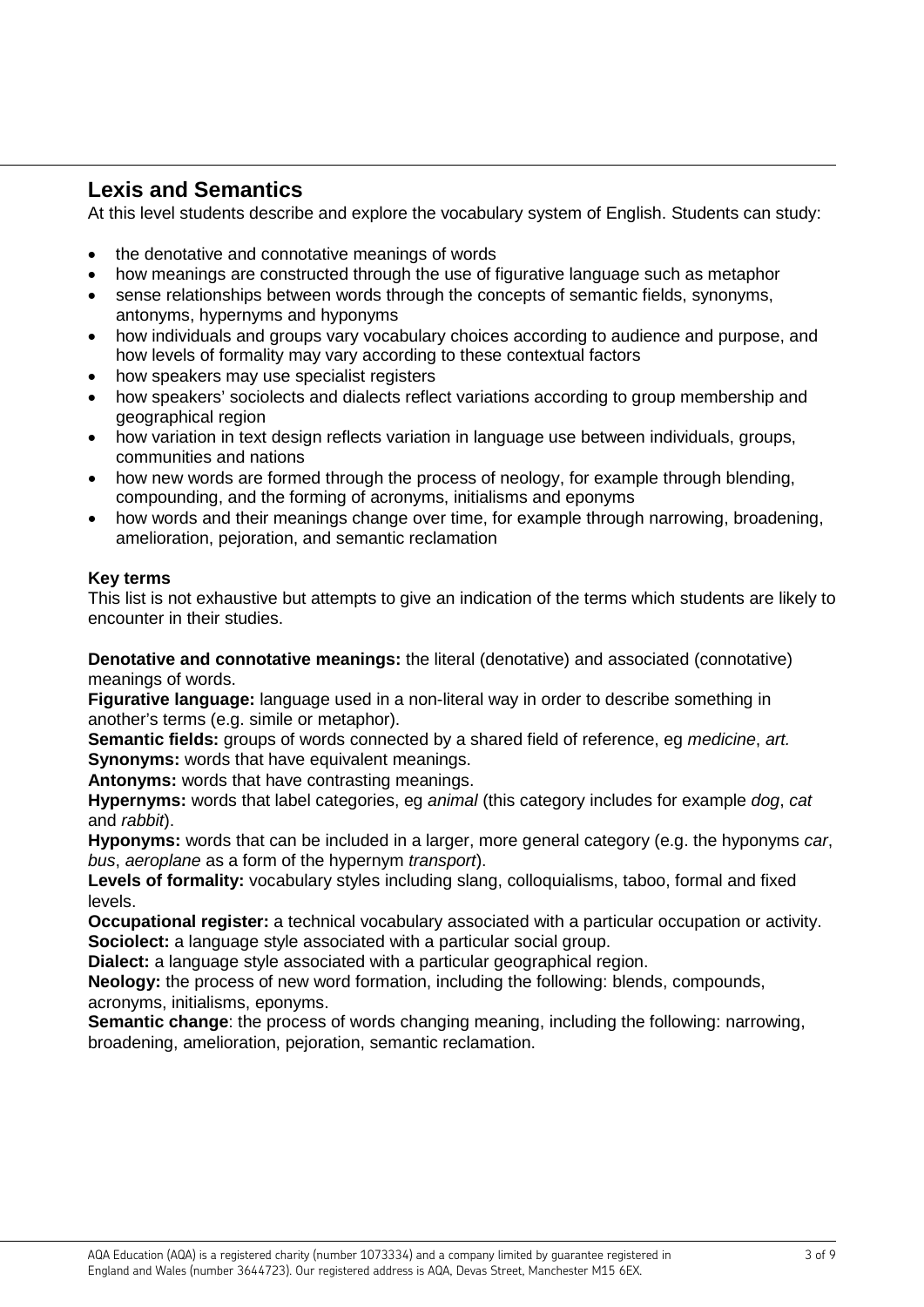## Lexis and Semantics

At this level students describe and explore the vocabulary system of English. Students can study:

- the denotative and connotative meanings of words
- how meanings are constructed through the use of figurative language such as metaphor
- sense relationships between words through the concepts of semantic fields, synonyms, antonyms, hypernyms and hyponyms
- how individuals and groups vary vocabulary choices according to audience and purpose, and how levels of formality may vary according to these contextual factors
- how speakers may use specialist registers
- how speakers' sociolects and dialects reflect variations according to group membership and geographical region
- how variation in text design reflects variation in language use between individuals, groups, communities and nations
- how new words are formed through the process of neology, for example through blending, compounding, and the forming of acronyms, initialisms and eponyms
- how words and their meanings change over time, for example through narrowing, broadening, amelioration, pejoration, and semantic reclamation

**Key terms**

This list is not exhaustive but attempts to give an indication of the terms which students are likely to encounter in their studies.

**Denotative and connotative meanings:** the literal (denotative) and associated (connotative) meanings of words.
**Figurative language:** language used in a non-literal way in order to describe something in another's terms (e.g. simile or metaphor).
**Semantic fields:** groups of words connected by a shared field of reference, eg *medicine*, *art.*
**Synonyms:** words that have equivalent meanings.
**Antonyms:** words that have contrasting meanings.
**Hypernyms:** words that label categories, eg *animal* (this category includes for example *dog*, *cat* and *rabbit*).
**Hyponyms:** words that can be included in a larger, more general category (e.g. the hyponyms *car*, *bus*, *aeroplane* as a form of the hypernym *transport*).
**Levels of formality:** vocabulary styles including slang, colloquialisms, taboo, formal and fixed levels.
**Occupational register:** a technical vocabulary associated with a particular occupation or activity.
**Sociolect:** a language style associated with a particular social group.
**Dialect:** a language style associated with a particular geographical region.
**Neology:** the process of new word formation, including the following: blends, compounds, acronyms, initialisms, eponyms.
**Semantic change**: the process of words changing meaning, including the following: narrowing, broadening, amelioration, pejoration, semantic reclamation.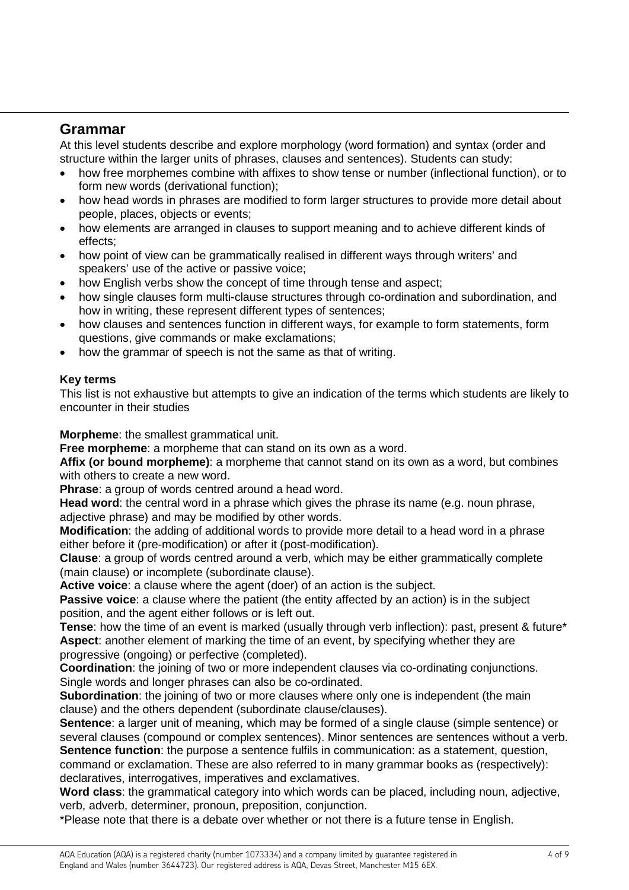## Grammar

At this level students describe and explore morphology (word formation) and syntax (order and structure within the larger units of phrases, clauses and sentences). Students can study:

- how free morphemes combine with affixes to show tense or number (inflectional function), or to form new words (derivational function);
- how head words in phrases are modified to form larger structures to provide more detail about people, places, objects or events;
- how elements are arranged in clauses to support meaning and to achieve different kinds of effects;
- how point of view can be grammatically realised in different ways through writers' and speakers' use of the active or passive voice;
- how English verbs show the concept of time through tense and aspect;
- how single clauses form multi-clause structures through co-ordination and subordination, and how in writing, these represent different types of sentences;
- how clauses and sentences function in different ways, for example to form statements, form questions, give commands or make exclamations;
- how the grammar of speech is not the same as that of writing.

**Key terms**

This list is not exhaustive but attempts to give an indication of the terms which students are likely to encounter in their studies

**Morpheme**: the smallest grammatical unit.
**Free morpheme**: a morpheme that can stand on its own as a word.
**Affix (or bound morpheme)**: a morpheme that cannot stand on its own as a word, but combines with others to create a new word.
**Phrase**: a group of words centred around a head word.
**Head word**: the central word in a phrase which gives the phrase its name (e.g. noun phrase, adjective phrase) and may be modified by other words.
**Modification**: the adding of additional words to provide more detail to a head word in a phrase either before it (pre-modification) or after it (post-modification).
**Clause**: a group of words centred around a verb, which may be either grammatically complete (main clause) or incomplete (subordinate clause).
**Active voice**: a clause where the agent (doer) of an action is the subject.
**Passive voice**: a clause where the patient (the entity affected by an action) is in the subject position, and the agent either follows or is left out.
**Tense**: how the time of an event is marked (usually through verb inflection): past, present & future*
**Aspect**: another element of marking the time of an event, by specifying whether they are progressive (ongoing) or perfective (completed).
**Coordination**: the joining of two or more independent clauses via co-ordinating conjunctions. Single words and longer phrases can also be co-ordinated.
**Subordination**: the joining of two or more clauses where only one is independent (the main clause) and the others dependent (subordinate clause/clauses).
**Sentence**: a larger unit of meaning, which may be formed of a single clause (simple sentence) or several clauses (compound or complex sentences). Minor sentences are sentences without a verb.
**Sentence function**: the purpose a sentence fulfils in communication: as a statement, question, command or exclamation. These are also referred to in many grammar books as (respectively): declaratives, interrogatives, imperatives and exclamatives.
**Word class**: the grammatical category into which words can be placed, including noun, adjective, verb, adverb, determiner, pronoun, preposition, conjunction.
*Please note that there is a debate over whether or not there is a future tense in English.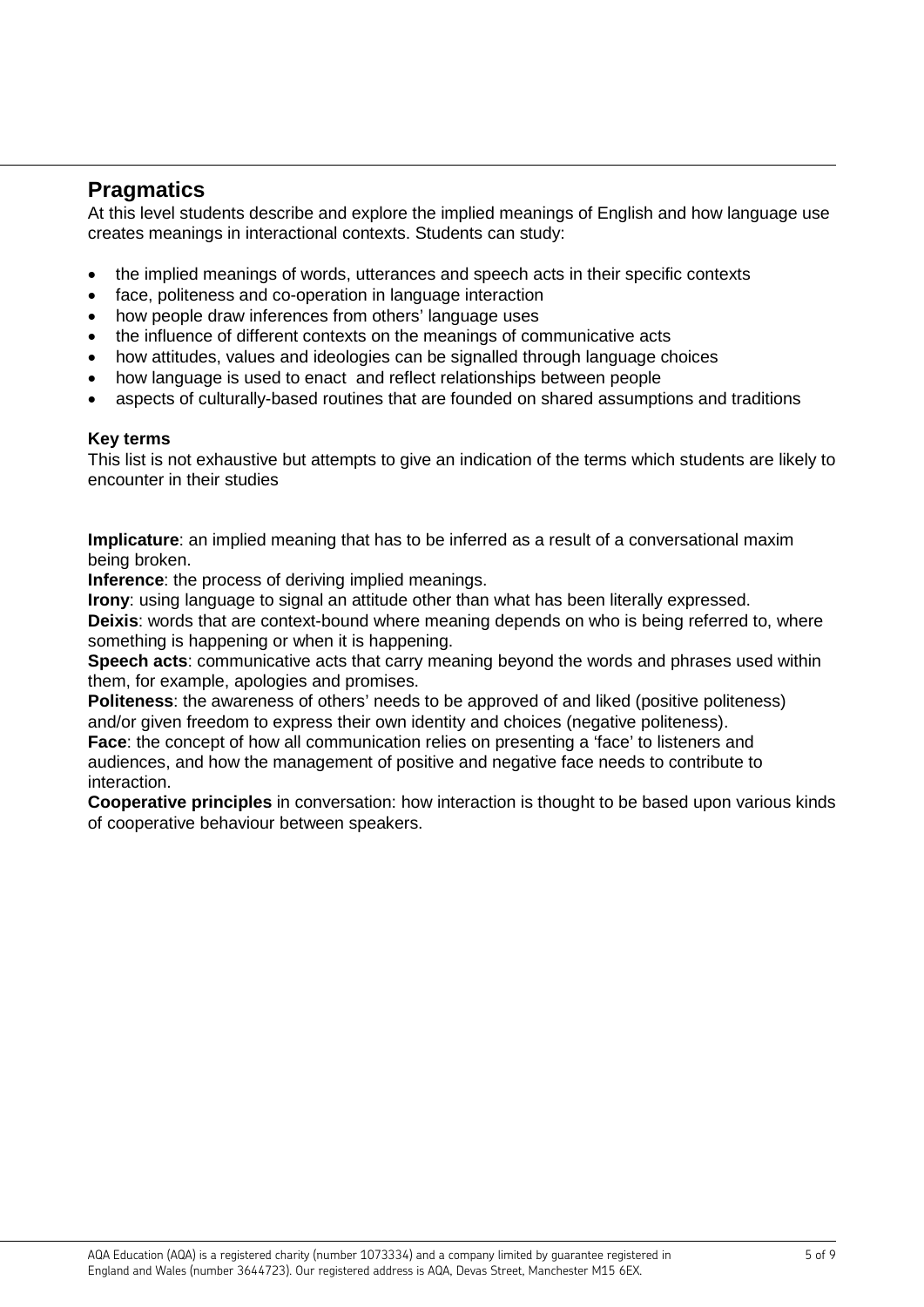## Pragmatics

At this level students describe and explore the implied meanings of English and how language use creates meanings in interactional contexts. Students can study:

- the implied meanings of words, utterances and speech acts in their specific contexts
- face, politeness and co-operation in language interaction
- how people draw inferences from others' language uses
- the influence of different contexts on the meanings of communicative acts
- how attitudes, values and ideologies can be signalled through language choices
- how language is used to enact and reflect relationships between people
- aspects of culturally-based routines that are founded on shared assumptions and traditions

### Key terms

This list is not exhaustive but attempts to give an indication of the terms which students are likely to encounter in their studies

**Implicature**: an implied meaning that has to be inferred as a result of a conversational maxim being broken.

**Inference**: the process of deriving implied meanings.

**Irony**: using language to signal an attitude other than what has been literally expressed.

**Deixis**: words that are context-bound where meaning depends on who is being referred to, where something is happening or when it is happening.

**Speech acts**: communicative acts that carry meaning beyond the words and phrases used within them, for example, apologies and promises.

**Politeness**: the awareness of others' needs to be approved of and liked (positive politeness) and/or given freedom to express their own identity and choices (negative politeness).

**Face**: the concept of how all communication relies on presenting a 'face' to listeners and audiences, and how the management of positive and negative face needs to contribute to interaction.

**Cooperative principles** in conversation: how interaction is thought to be based upon various kinds of cooperative behaviour between speakers.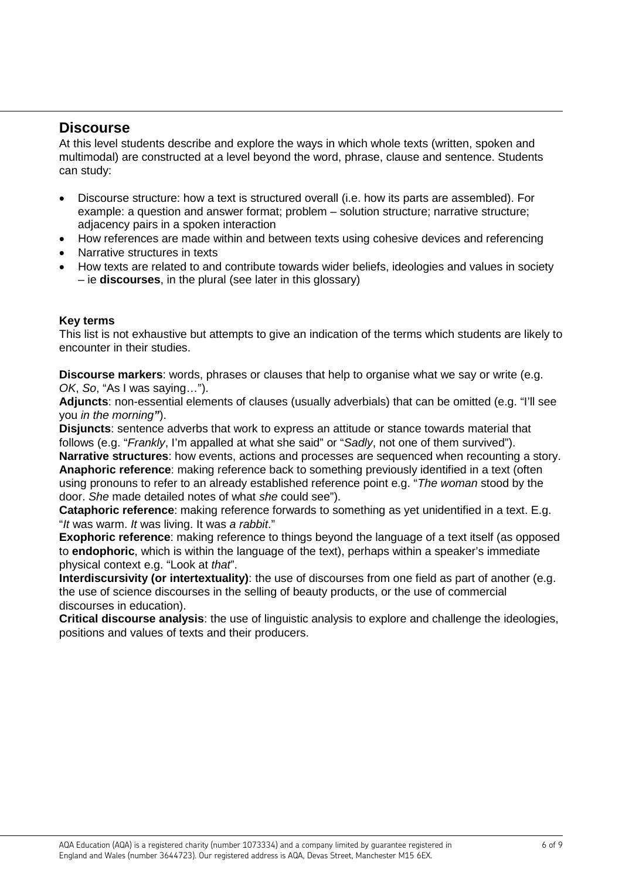## Discourse

At this level students describe and explore the ways in which whole texts (written, spoken and multimodal) are constructed at a level beyond the word, phrase, clause and sentence. Students can study:

- Discourse structure: how a text is structured overall (i.e. how its parts are assembled). For example: a question and answer format; problem – solution structure; narrative structure; adjacency pairs in a spoken interaction
- How references are made within and between texts using cohesive devices and referencing
- Narrative structures in texts
- How texts are related to and contribute towards wider beliefs, ideologies and values in society – ie **discourses**, in the plural (see later in this glossary)

**Key terms**

This list is not exhaustive but attempts to give an indication of the terms which students are likely to encounter in their studies.

**Discourse markers**: words, phrases or clauses that help to organise what we say or write (e.g. *OK*, *So*, "As I was saying…").
**Adjuncts**: non-essential elements of clauses (usually adverbials) that can be omitted (e.g. "I'll see you *in the morning"*).
**Disjuncts**: sentence adverbs that work to express an attitude or stance towards material that follows (e.g. "*Frankly*, I'm appalled at what she said" or "*Sadly*, not one of them survived").
**Narrative structures**: how events, actions and processes are sequenced when recounting a story.
**Anaphoric reference**: making reference back to something previously identified in a text (often using pronouns to refer to an already established reference point e.g. "*The woman* stood by the door. *She* made detailed notes of what *she* could see").
**Cataphoric reference**: making reference forwards to something as yet unidentified in a text. E.g. "*It* was warm. *It* was living. It was *a rabbit*."
**Exophoric reference**: making reference to things beyond the language of a text itself (as opposed to **endophoric**, which is within the language of the text), perhaps within a speaker's immediate physical context e.g. "Look at *that*".
**Interdiscursivity (or intertextuality)**: the use of discourses from one field as part of another (e.g. the use of science discourses in the selling of beauty products, or the use of commercial discourses in education).
**Critical discourse analysis**: the use of linguistic analysis to explore and challenge the ideologies, positions and values of texts and their producers.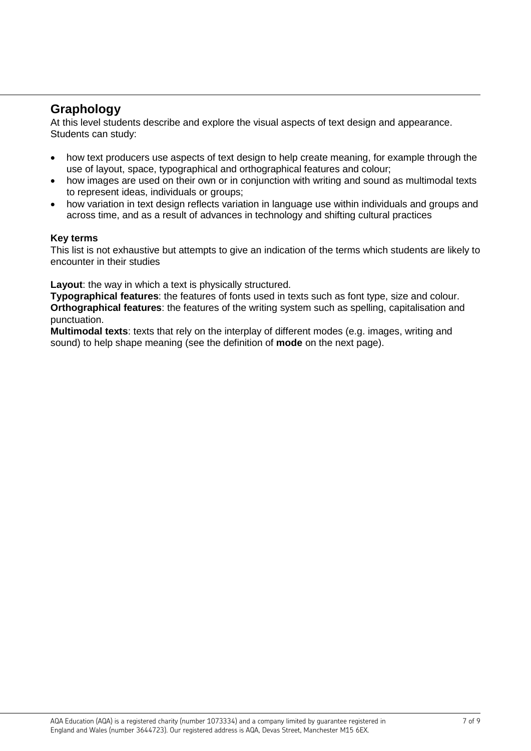## Graphology

At this level students describe and explore the visual aspects of text design and appearance. Students can study:

- how text producers use aspects of text design to help create meaning, for example through the use of layout, space, typographical and orthographical features and colour;
- how images are used on their own or in conjunction with writing and sound as multimodal texts to represent ideas, individuals or groups;
- how variation in text design reflects variation in language use within individuals and groups and across time, and as a result of advances in technology and shifting cultural practices

**Key terms**

This list is not exhaustive but attempts to give an indication of the terms which students are likely to encounter in their studies

**Layout**: the way in which a text is physically structured.
**Typographical features**: the features of fonts used in texts such as font type, size and colour.
**Orthographical features**: the features of the writing system such as spelling, capitalisation and punctuation.
**Multimodal texts**: texts that rely on the interplay of different modes (e.g. images, writing and sound) to help shape meaning (see the definition of **mode** on the next page).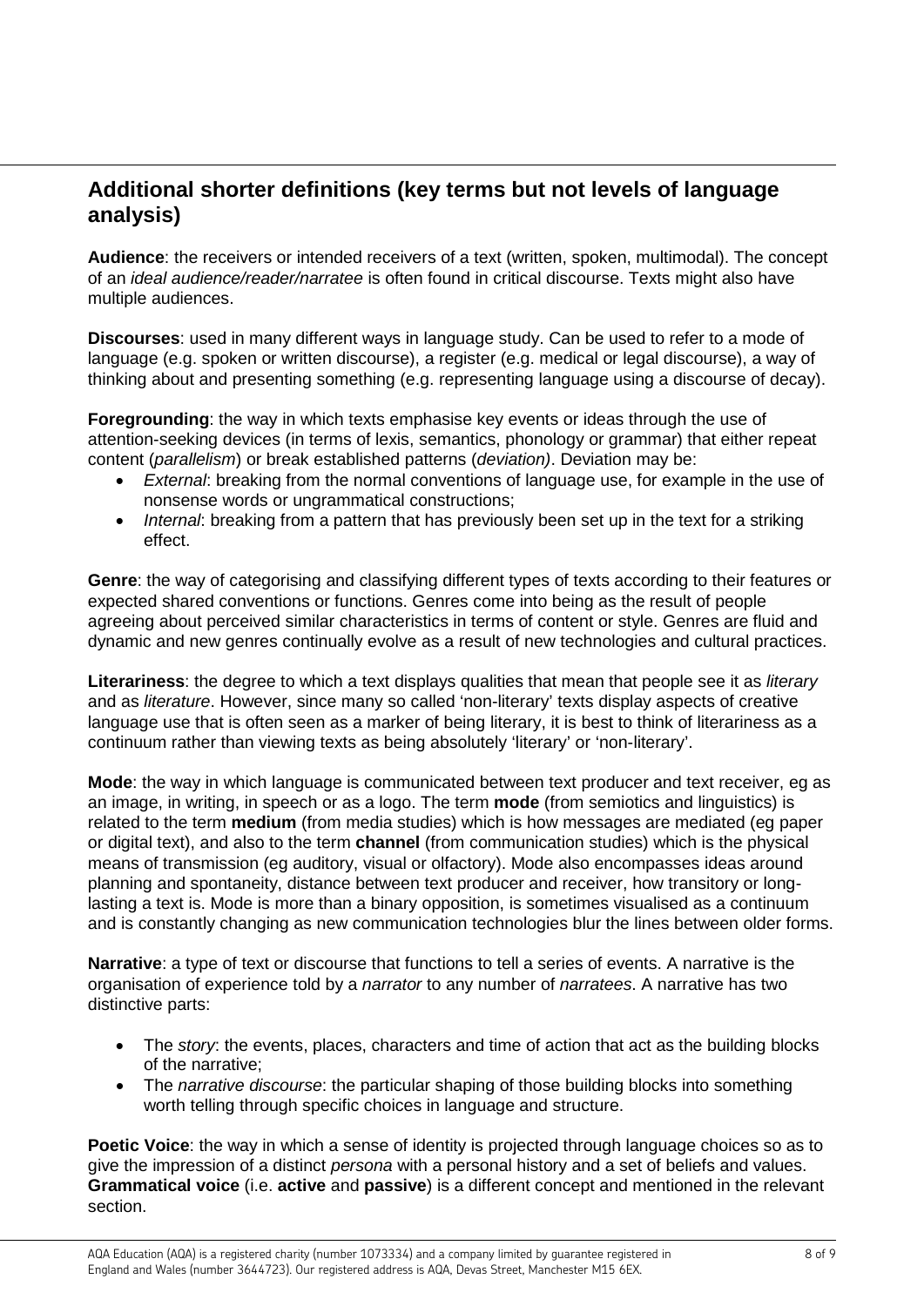## Additional shorter definitions (key terms but not levels of language analysis)

**Audience**: the receivers or intended receivers of a text (written, spoken, multimodal). The concept of an *ideal audience/reader/narratee* is often found in critical discourse. Texts might also have multiple audiences.

**Discourses**: used in many different ways in language study. Can be used to refer to a mode of language (e.g. spoken or written discourse), a register (e.g. medical or legal discourse), a way of thinking about and presenting something (e.g. representing language using a discourse of decay).

**Foregrounding**: the way in which texts emphasise key events or ideas through the use of attention-seeking devices (in terms of lexis, semantics, phonology or grammar) that either repeat content (*parallelism*) or break established patterns (*deviation)*. Deviation may be:

- *External*: breaking from the normal conventions of language use, for example in the use of nonsense words or ungrammatical constructions;
- *Internal*: breaking from a pattern that has previously been set up in the text for a striking effect.

**Genre**: the way of categorising and classifying different types of texts according to their features or expected shared conventions or functions. Genres come into being as the result of people agreeing about perceived similar characteristics in terms of content or style. Genres are fluid and dynamic and new genres continually evolve as a result of new technologies and cultural practices.

**Literariness**: the degree to which a text displays qualities that mean that people see it as *literary* and as *literature*. However, since many so called 'non-literary' texts display aspects of creative language use that is often seen as a marker of being literary, it is best to think of literariness as a continuum rather than viewing texts as being absolutely 'literary' or 'non-literary'.

**Mode**: the way in which language is communicated between text producer and text receiver, eg as an image, in writing, in speech or as a logo. The term **mode** (from semiotics and linguistics) is related to the term **medium** (from media studies) which is how messages are mediated (eg paper or digital text), and also to the term **channel** (from communication studies) which is the physical means of transmission (eg auditory, visual or olfactory). Mode also encompasses ideas around planning and spontaneity, distance between text producer and receiver, how transitory or long-lasting a text is. Mode is more than a binary opposition, is sometimes visualised as a continuum and is constantly changing as new communication technologies blur the lines between older forms.

**Narrative**: a type of text or discourse that functions to tell a series of events. A narrative is the organisation of experience told by a *narrator* to any number of *narratees*. A narrative has two distinctive parts:

- The *story*: the events, places, characters and time of action that act as the building blocks of the narrative;
- The *narrative discourse*: the particular shaping of those building blocks into something worth telling through specific choices in language and structure.

**Poetic Voice**: the way in which a sense of identity is projected through language choices so as to give the impression of a distinct *persona* with a personal history and a set of beliefs and values. **Grammatical voice** (i.e. **active** and **passive**) is a different concept and mentioned in the relevant section.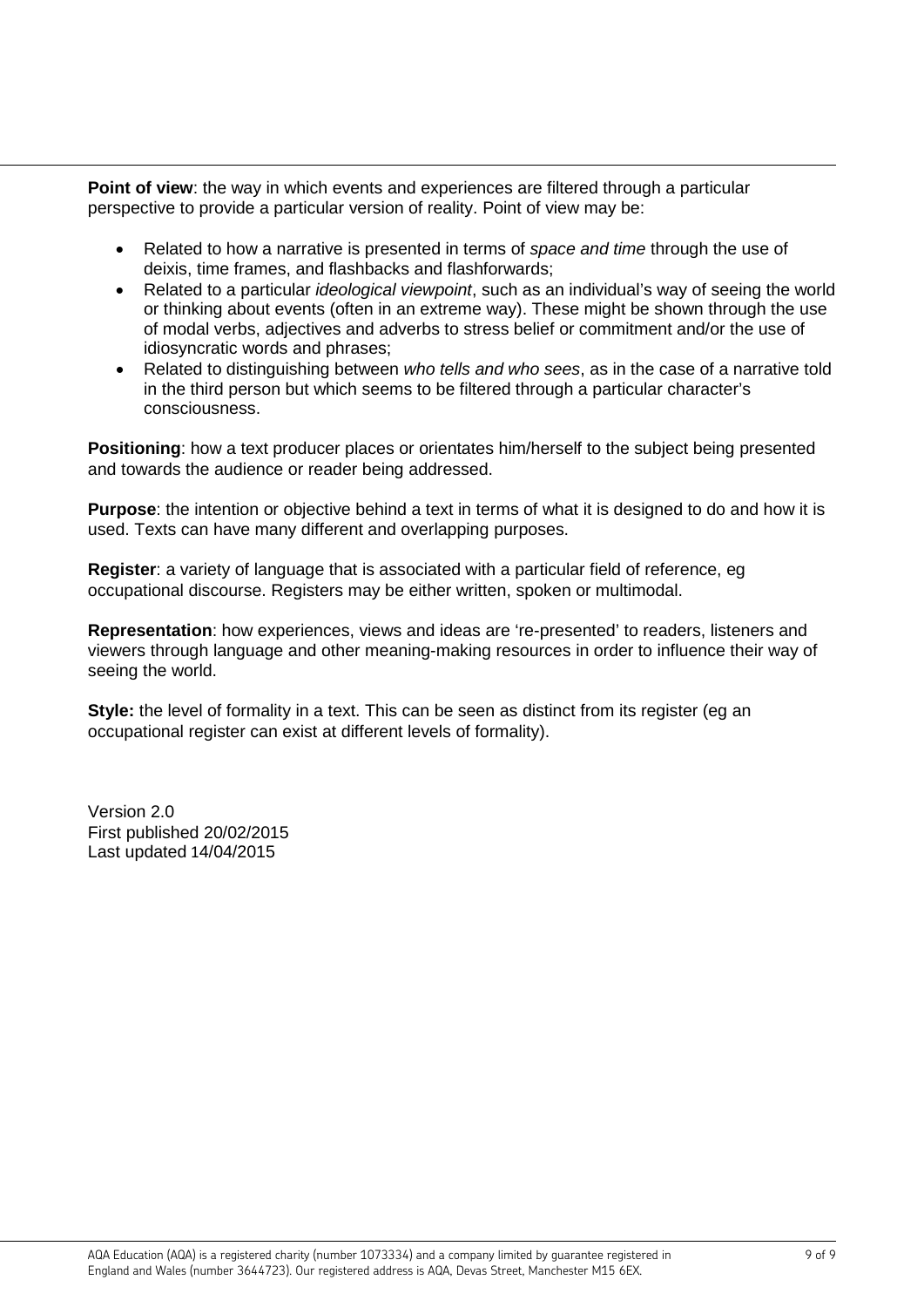**Point of view**: the way in which events and experiences are filtered through a particular perspective to provide a particular version of reality. Point of view may be:

- Related to how a narrative is presented in terms of *space and time* through the use of deixis, time frames, and flashbacks and flashforwards;
- Related to a particular *ideological viewpoint*, such as an individual's way of seeing the world or thinking about events (often in an extreme way). These might be shown through the use of modal verbs, adjectives and adverbs to stress belief or commitment and/or the use of idiosyncratic words and phrases;
- Related to distinguishing between *who tells and who sees*, as in the case of a narrative told in the third person but which seems to be filtered through a particular character's consciousness.

**Positioning**: how a text producer places or orientates him/herself to the subject being presented and towards the audience or reader being addressed.

**Purpose**: the intention or objective behind a text in terms of what it is designed to do and how it is used. Texts can have many different and overlapping purposes.

**Register**: a variety of language that is associated with a particular field of reference, eg occupational discourse. Registers may be either written, spoken or multimodal.

**Representation**: how experiences, views and ideas are 're-presented' to readers, listeners and viewers through language and other meaning-making resources in order to influence their way of seeing the world.

**Style:** the level of formality in a text. This can be seen as distinct from its register (eg an occupational register can exist at different levels of formality).

Version 2.0
First published 20/02/2015
Last updated 14/04/2015

AQA Education (AQA) is a registered charity (number 1073334) and a company limited by guarantee registered in England and Wales (number 3644723). Our registered address is AQA, Devas Street, Manchester M15 6EX.